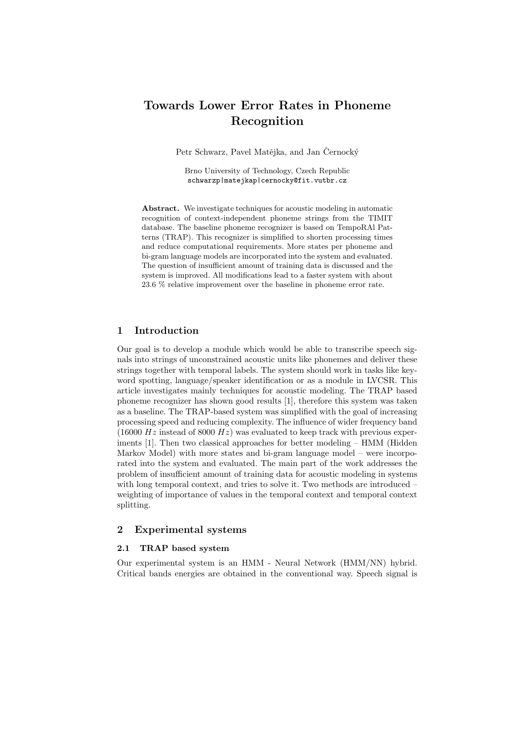# Towards Lower Error Rates in Phoneme Recognition

Petr Schwarz, Pavel Matějka, and Jan Černocký

Brno University of Technology, Czech Republic
schwarzp|matejkap|cernocky@fit.vutbr.cz

**Abstract.** We investigate techniques for acoustic modeling in automatic recognition of context-independent phoneme strings from the TIMIT database. The baseline phoneme recognizer is based on TempoRAl Patterns (TRAP). This recognizer is simplified to shorten processing times and reduce computational requirements. More states per phoneme and bi-gram language models are incorporated into the system and evaluated. The question of insufficient amount of training data is discussed and the system is improved. All modifications lead to a faster system with about 23.6 % relative improvement over the baseline in phoneme error rate.

## 1 Introduction

Our goal is to develop a module which would be able to transcribe speech signals into strings of unconstrained acoustic units like phonemes and deliver these strings together with temporal labels. The system should work in tasks like keyword spotting, language/speaker identification or as a module in LVCSR. This article investigates mainly techniques for acoustic modeling. The TRAP based phoneme recognizer has shown good results [1], therefore this system was taken as a baseline. The TRAP-based system was simplified with the goal of increasing processing speed and reducing complexity. The influence of wider frequency band (16000 $Hz$ instead of 8000 $Hz$) was evaluated to keep track with previous experiments [1]. Then two classical approaches for better modeling – HMM (Hidden Markov Model) with more states and bi-gram language model – were incorporated into the system and evaluated. The main part of the work addresses the problem of insufficient amount of training data for acoustic modeling in systems with long temporal context, and tries to solve it. Two methods are introduced – weighting of importance of values in the temporal context and temporal context splitting.

## 2 Experimental systems

### 2.1 TRAP based system

Our experimental system is an HMM - Neural Network (HMM/NN) hybrid. Critical bands energies are obtained in the conventional way. Speech signal is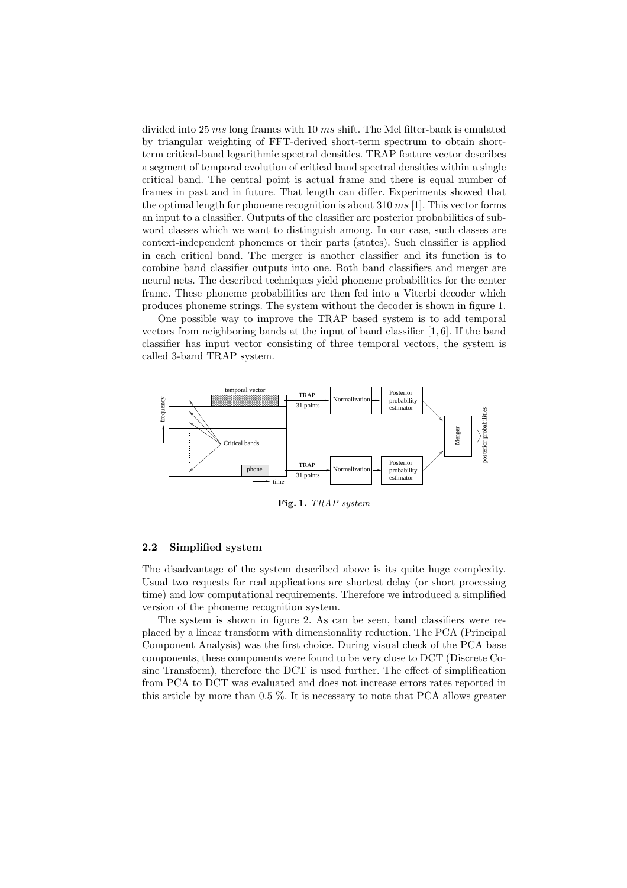divided into 25 $ms$ long frames with 10 $ms$ shift. The Mel filter-bank is emulated by triangular weighting of FFT-derived short-term spectrum to obtain short-term critical-band logarithmic spectral densities. TRAP feature vector describes a segment of temporal evolution of critical band spectral densities within a single critical band. The central point is actual frame and there is equal number of frames in past and in future. That length can differ. Experiments showed that the optimal length for phoneme recognition is about 310 $ms$ [1]. This vector forms an input to a classifier. Outputs of the classifier are posterior probabilities of sub-word classes which we want to distinguish among. In our case, such classes are context-independent phonemes or their parts (states). Such classifier is applied in each critical band. The merger is another classifier and its function is to combine band classifier outputs into one. Both band classifiers and merger are neural nets. The described techniques yield phoneme probabilities for the center frame. These phoneme probabilities are then fed into a Viterbi decoder which produces phoneme strings. The system without the decoder is shown in figure 1.

One possible way to improve the TRAP based system is to add temporal vectors from neighboring bands at the input of band classifier [1, 6]. If the band classifier has input vector consisting of three temporal vectors, the system is called 3-band TRAP system.

temporal vector
frequency
Critical bands
phone
time
TRAP
31 points
TRAP
31 points
Normalization
Normalization
Posterior probability estimator
Posterior probability estimator
Merger
posterior probabilities

**Fig. 1.** *TRAP system*

### 2.2 Simplified system

The disadvantage of the system described above is its quite huge complexity. Usual two requests for real applications are shortest delay (or short processing time) and low computational requirements. Therefore we introduced a simplified version of the phoneme recognition system.

The system is shown in figure 2. As can be seen, band classifiers were replaced by a linear transform with dimensionality reduction. The PCA (Principal Component Analysis) was the first choice. During visual check of the PCA base components, these components were found to be very close to DCT (Discrete Cosine Transform), therefore the DCT is used further. The effect of simplification from PCA to DCT was evaluated and does not increase errors rates reported in this article by more than 0.5 %. It is necessary to note that PCA allows greater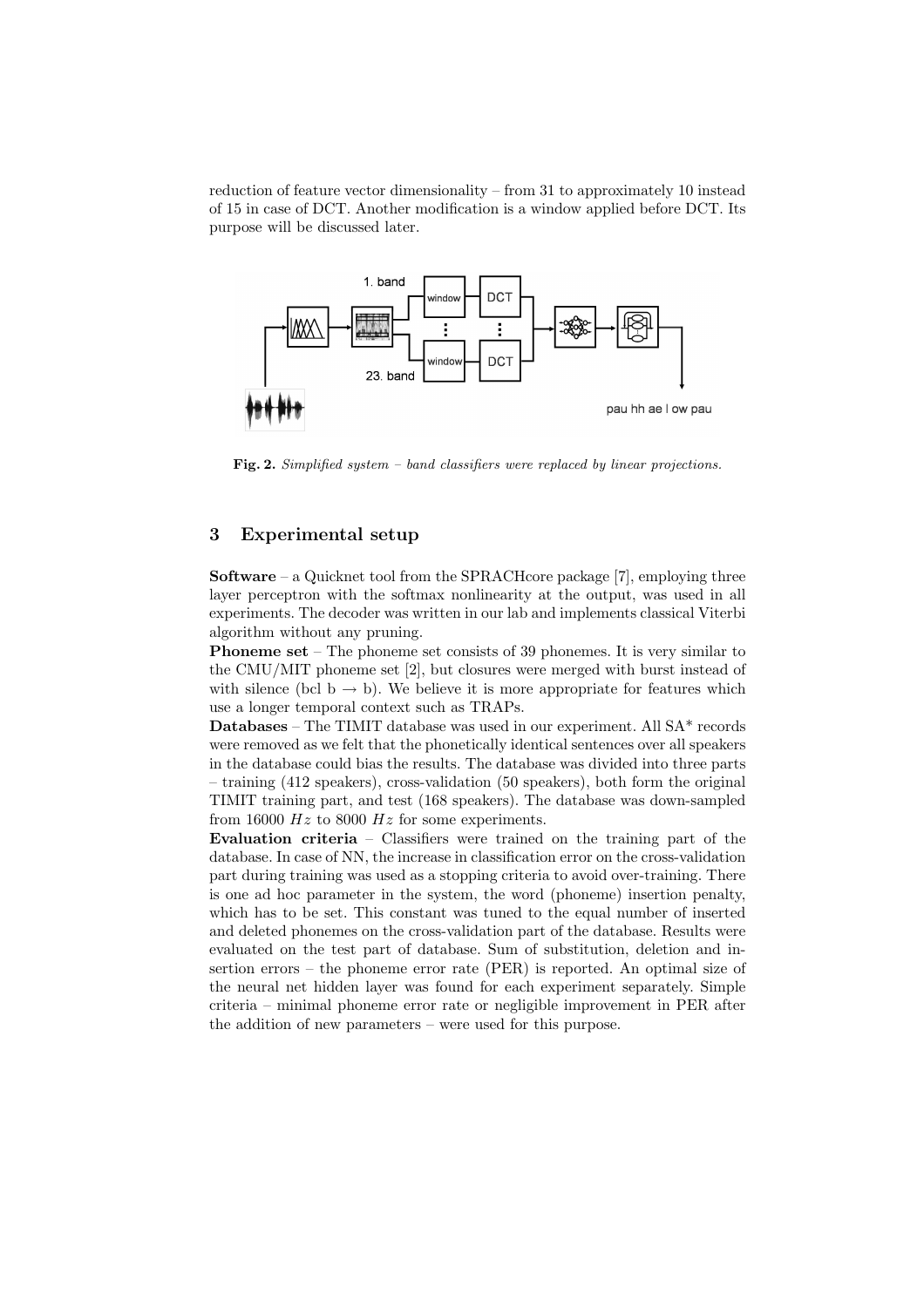reduction of feature vector dimensionality – from 31 to approximately 10 instead of 15 in case of DCT. Another modification is a window applied before DCT. Its purpose will be discussed later.

**Fig. 2.** *Simplified system – band classifiers were replaced by linear projections.*

## 3 Experimental setup

**Software** – a Quicknet tool from the SPRACHcore package [7], employing three layer perceptron with the softmax nonlinearity at the output, was used in all experiments. The decoder was written in our lab and implements classical Viterbi algorithm without any pruning.

**Phoneme set** – The phoneme set consists of 39 phonemes. It is very similar to the CMU/MIT phoneme set [2], but closures were merged with burst instead of with silence (bcl b $\rightarrow$ b). We believe it is more appropriate for features which use a longer temporal context such as TRAPs.

**Databases** – The TIMIT database was used in our experiment. All SA* records were removed as we felt that the phonetically identical sentences over all speakers in the database could bias the results. The database was divided into three parts – training (412 speakers), cross-validation (50 speakers), both form the original TIMIT training part, and test (168 speakers). The database was down-sampled from 16000 $Hz$ to 8000 $Hz$ for some experiments.

**Evaluation criteria** – Classifiers were trained on the training part of the database. In case of NN, the increase in classification error on the cross-validation part during training was used as a stopping criteria to avoid over-training. There is one ad hoc parameter in the system, the word (phoneme) insertion penalty, which has to be set. This constant was tuned to the equal number of inserted and deleted phonemes on the cross-validation part of the database. Results were evaluated on the test part of database. Sum of substitution, deletion and insertion errors – the phoneme error rate (PER) is reported. An optimal size of the neural net hidden layer was found for each experiment separately. Simple criteria – minimal phoneme error rate or negligible improvement in PER after the addition of new parameters – were used for this purpose.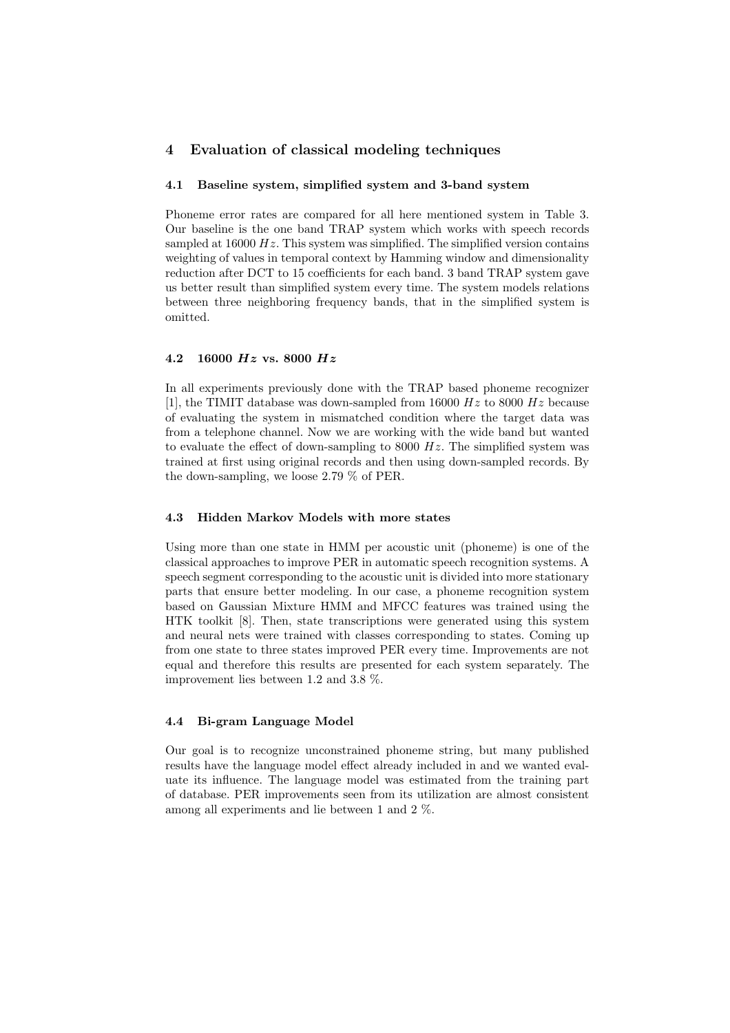## 4 Evaluation of classical modeling techniques

### 4.1 Baseline system, simplified system and 3-band system

Phoneme error rates are compared for all here mentioned system in Table 3. Our baseline is the one band TRAP system which works with speech records sampled at 16000 $Hz$. This system was simplified. The simplified version contains weighting of values in temporal context by Hamming window and dimensionality reduction after DCT to 15 coefficients for each band. 3 band TRAP system gave us better result than simplified system every time. The system models relations between three neighboring frequency bands, that in the simplified system is omitted.

### 4.2 16000 $Hz$ vs. 8000 $Hz$

In all experiments previously done with the TRAP based phoneme recognizer [1], the TIMIT database was down-sampled from 16000 $Hz$ to 8000 $Hz$ because of evaluating the system in mismatched condition where the target data was from a telephone channel. Now we are working with the wide band but wanted to evaluate the effect of down-sampling to 8000 $Hz$. The simplified system was trained at first using original records and then using down-sampled records. By the down-sampling, we loose 2.79 % of PER.

### 4.3 Hidden Markov Models with more states

Using more than one state in HMM per acoustic unit (phoneme) is one of the classical approaches to improve PER in automatic speech recognition systems. A speech segment corresponding to the acoustic unit is divided into more stationary parts that ensure better modeling. In our case, a phoneme recognition system based on Gaussian Mixture HMM and MFCC features was trained using the HTK toolkit [8]. Then, state transcriptions were generated using this system and neural nets were trained with classes corresponding to states. Coming up from one state to three states improved PER every time. Improvements are not equal and therefore this results are presented for each system separately. The improvement lies between 1.2 and 3.8 %.

### 4.4 Bi-gram Language Model

Our goal is to recognize unconstrained phoneme string, but many published results have the language model effect already included in and we wanted evaluate its influence. The language model was estimated from the training part of database. PER improvements seen from its utilization are almost consistent among all experiments and lie between 1 and 2 %.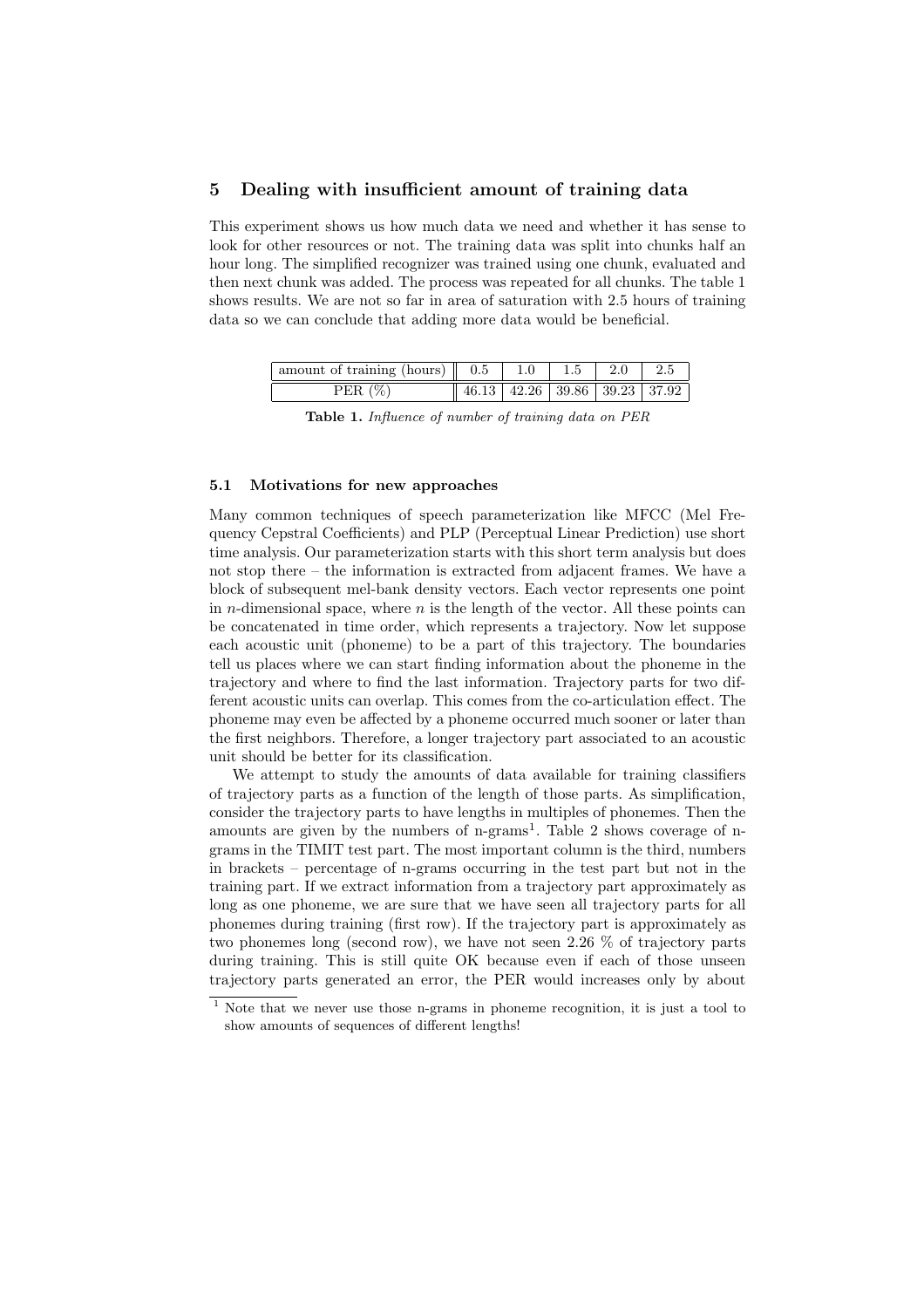## 5 Dealing with insufficient amount of training data

This experiment shows us how much data we need and whether it has sense to look for other resources or not. The training data was split into chunks half an hour long. The simplified recognizer was trained using one chunk, evaluated and then next chunk was added. The process was repeated for all chunks. The table 1 shows results. We are not so far in area of saturation with 2.5 hours of training data so we can conclude that adding more data would be beneficial.

| amount of training (hours) | 0.5 | 1.0 | 1.5 | 2.0 | 2.5 |
|---|---|---|---|---|---|
| PER (%) | 46.13 | 42.26 | 39.86 | 39.23 | 37.92 |

**Table 1.** *Influence of number of training data on PER*

### 5.1 Motivations for new approaches

Many common techniques of speech parameterization like MFCC (Mel Frequency Cepstral Coefficients) and PLP (Perceptual Linear Prediction) use short time analysis. Our parameterization starts with this short term analysis but does not stop there – the information is extracted from adjacent frames. We have a block of subsequent mel-bank density vectors. Each vector represents one point in $n$-dimensional space, where $n$ is the length of the vector. All these points can be concatenated in time order, which represents a trajectory. Now let suppose each acoustic unit (phoneme) to be a part of this trajectory. The boundaries tell us places where we can start finding information about the phoneme in the trajectory and where to find the last information. Trajectory parts for two different acoustic units can overlap. This comes from the co-articulation effect. The phoneme may even be affected by a phoneme occurred much sooner or later than the first neighbors. Therefore, a longer trajectory part associated to an acoustic unit should be better for its classification.

We attempt to study the amounts of data available for training classifiers of trajectory parts as a function of the length of those parts. As simplification, consider the trajectory parts to have lengths in multiples of phonemes. Then the amounts are given by the numbers of n-grams[1]. Table 2 shows coverage of n-grams in the TIMIT test part. The most important column is the third, numbers in brackets – percentage of n-grams occurring in the test part but not in the training part. If we extract information from a trajectory part approximately as long as one phoneme, we are sure that we have seen all trajectory parts for all phonemes during training (first row). If the trajectory part is approximately as two phonemes long (second row), we have not seen 2.26 % of trajectory parts during training. This is still quite OK because even if each of those unseen trajectory parts generated an error, the PER would increases only by about

[1] Note that we never use those n-grams in phoneme recognition, it is just a tool to show amounts of sequences of different lengths!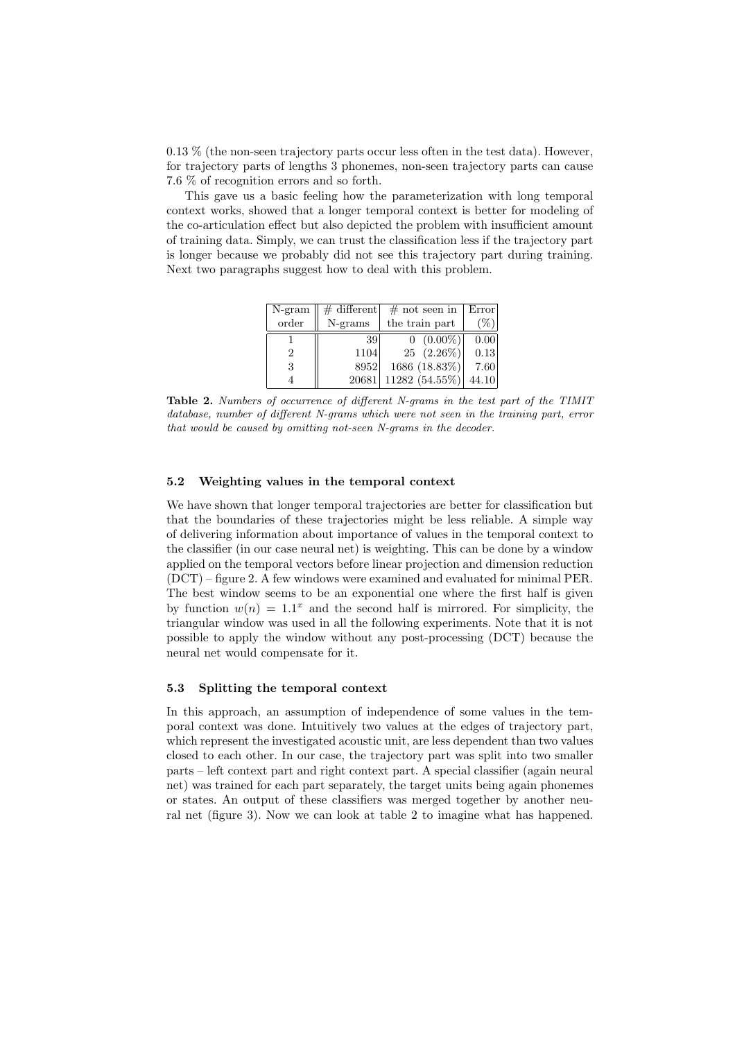0.13 % (the non-seen trajectory parts occur less often in the test data). However, for trajectory parts of lengths 3 phonemes, non-seen trajectory parts can cause 7.6 % of recognition errors and so forth.

This gave us a basic feeling how the parameterization with long temporal context works, showed that a longer temporal context is better for modeling of the co-articulation effect but also depicted the problem with insufficient amount of training data. Simply, we can trust the classification less if the trajectory part is longer because we probably did not see this trajectory part during training. Next two paragraphs suggest how to deal with this problem.

| N-gram order | # different N-grams | # not seen in the train part | Error (%) |
|---|---|---|---|
| 1 | 39 | 0 (0.00%) | 0.00 |
| 2 | 1104 | 25 (2.26%) | 0.13 |
| 3 | 8952 | 1686 (18.83%) | 7.60 |
| 4 | 20681 | 11282 (54.55%) | 44.10 |

**Table 2.** *Numbers of occurrence of different N-grams in the test part of the TIMIT database, number of different N-grams which were not seen in the training part, error that would be caused by omitting not-seen N-grams in the decoder.*

### 5.2 Weighting values in the temporal context

We have shown that longer temporal trajectories are better for classification but that the boundaries of these trajectories might be less reliable. A simple way of delivering information about importance of values in the temporal context to the classifier (in our case neural net) is weighting. This can be done by a window applied on the temporal vectors before linear projection and dimension reduction (DCT) – figure 2. A few windows were examined and evaluated for minimal PER. The best window seems to be an exponential one where the first half is given by function $w(n) = 1.1^x$ and the second half is mirrored. For simplicity, the triangular window was used in all the following experiments. Note that it is not possible to apply the window without any post-processing (DCT) because the neural net would compensate for it.

### 5.3 Splitting the temporal context

In this approach, an assumption of independence of some values in the temporal context was done. Intuitively two values at the edges of trajectory part, which represent the investigated acoustic unit, are less dependent than two values closed to each other. In our case, the trajectory part was split into two smaller parts – left context part and right context part. A special classifier (again neural net) was trained for each part separately, the target units being again phonemes or states. An output of these classifiers was merged together by another neural net (figure 3). Now we can look at table 2 to imagine what has happened.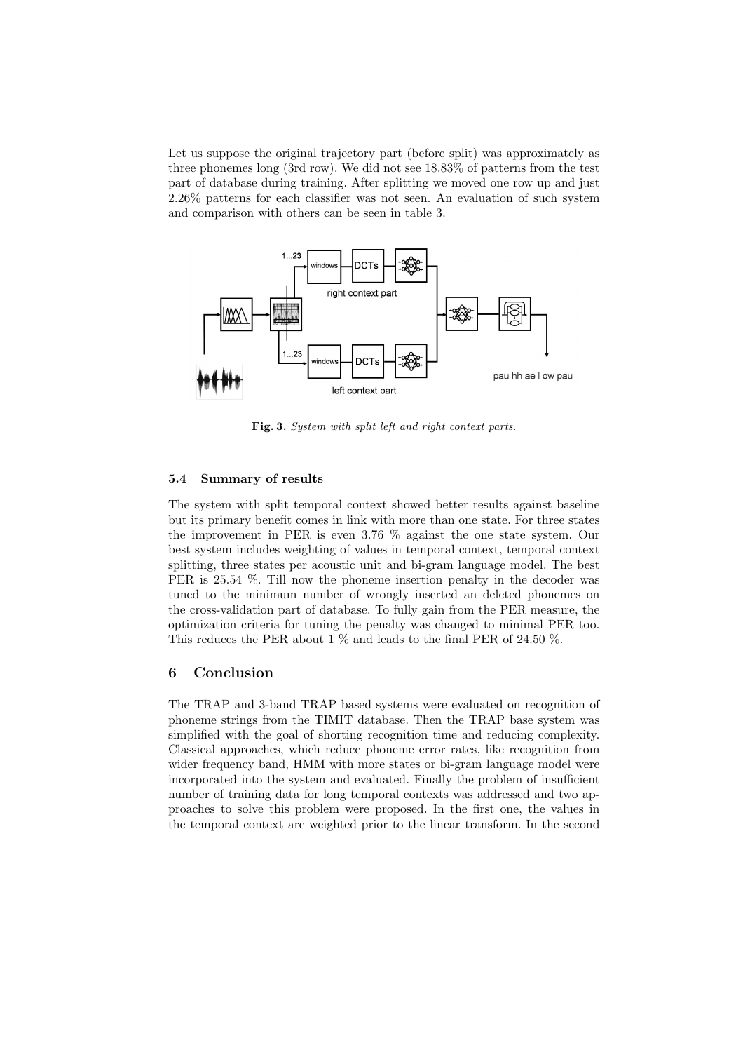Let us suppose the original trajectory part (before split) was approximately as three phonemes long (3rd row). We did not see 18.83% of patterns from the test part of database during training. After splitting we moved one row up and just 2.26% patterns for each classifier was not seen. An evaluation of such system and comparison with others can be seen in table 3.

**Fig. 3.** *System with split left and right context parts.*

### 5.4 Summary of results

The system with split temporal context showed better results against baseline but its primary benefit comes in link with more than one state. For three states the improvement in PER is even 3.76 % against the one state system. Our best system includes weighting of values in temporal context, temporal context splitting, three states per acoustic unit and bi-gram language model. The best PER is 25.54 %. Till now the phoneme insertion penalty in the decoder was tuned to the minimum number of wrongly inserted an deleted phonemes on the cross-validation part of database. To fully gain from the PER measure, the optimization criteria for tuning the penalty was changed to minimal PER too. This reduces the PER about 1 % and leads to the final PER of 24.50 %.

## 6 Conclusion

The TRAP and 3-band TRAP based systems were evaluated on recognition of phoneme strings from the TIMIT database. Then the TRAP base system was simplified with the goal of shorting recognition time and reducing complexity. Classical approaches, which reduce phoneme error rates, like recognition from wider frequency band, HMM with more states or bi-gram language model were incorporated into the system and evaluated. Finally the problem of insufficient number of training data for long temporal contexts was addressed and two approaches to solve this problem were proposed. In the first one, the values in the temporal context are weighted prior to the linear transform. In the second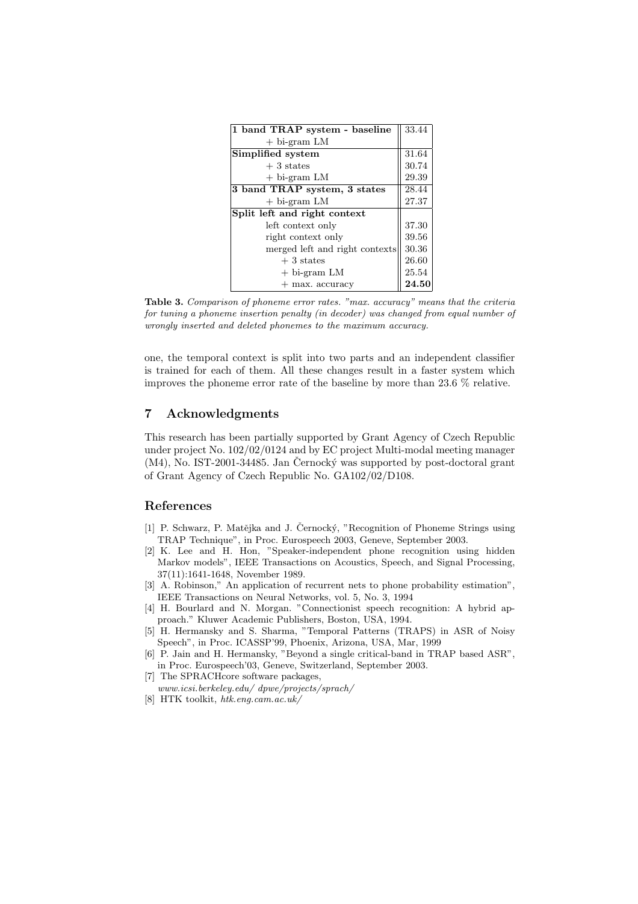| | |
|---|---|
| **1 band TRAP system - baseline** | 33.44 |
| + bi-gram LM | |
| **Simplified system** | 31.64 |
| + 3 states | 30.74 |
| + bi-gram LM | 29.39 |
| **3 band TRAP system, 3 states** | 28.44 |
| + bi-gram LM | 27.37 |
| **Split left and right context** | |
| left context only | 37.30 |
| right context only | 39.56 |
| merged left and right contexts | 30.36 |
| + 3 states | 26.60 |
| + bi-gram LM | 25.54 |
| + max. accuracy | **24.50** |

**Table 3.** *Comparison of phoneme error rates. "max. accuracy" means that the criteria for tuning a phoneme insertion penalty (in decoder) was changed from equal number of wrongly inserted and deleted phonemes to the maximum accuracy.*

one, the temporal context is split into two parts and an independent classifier is trained for each of them. All these changes result in a faster system which improves the phoneme error rate of the baseline by more than 23.6 % relative.

## 7 Acknowledgments

This research has been partially supported by Grant Agency of Czech Republic under project No. 102/02/0124 and by EC project Multi-modal meeting manager (M4), No. IST-2001-34485. Jan Černocký was supported by post-doctoral grant of Grant Agency of Czech Republic No. GA102/02/D108.

## References

1. P. Schwarz, P. Matějka and J. Černocký, "Recognition of Phoneme Strings using TRAP Technique", in Proc. Eurospeech 2003, Geneve, September 2003.
2. K. Lee and H. Hon, "Speaker-independent phone recognition using hidden Markov models", IEEE Transactions on Acoustics, Speech, and Signal Processing, 37(11):1641-1648, November 1989.
3. A. Robinson," An application of recurrent nets to phone probability estimation", IEEE Transactions on Neural Networks, vol. 5, No. 3, 1994
4. H. Bourlard and N. Morgan. "Connectionist speech recognition: A hybrid approach." Kluwer Academic Publishers, Boston, USA, 1994.
5. H. Hermansky and S. Sharma, "Temporal Patterns (TRAPS) in ASR of Noisy Speech", in Proc. ICASSP'99, Phoenix, Arizona, USA, Mar, 1999
6. P. Jain and H. Hermansky, "Beyond a single critical-band in TRAP based ASR", in Proc. Eurospeech'03, Geneve, Switzerland, September 2003.
7. The SPRACHcore software packages, *www.icsi.berkeley.edu/ dpwe/projects/sprach/*
8. HTK toolkit, *htk.eng.cam.ac.uk/*